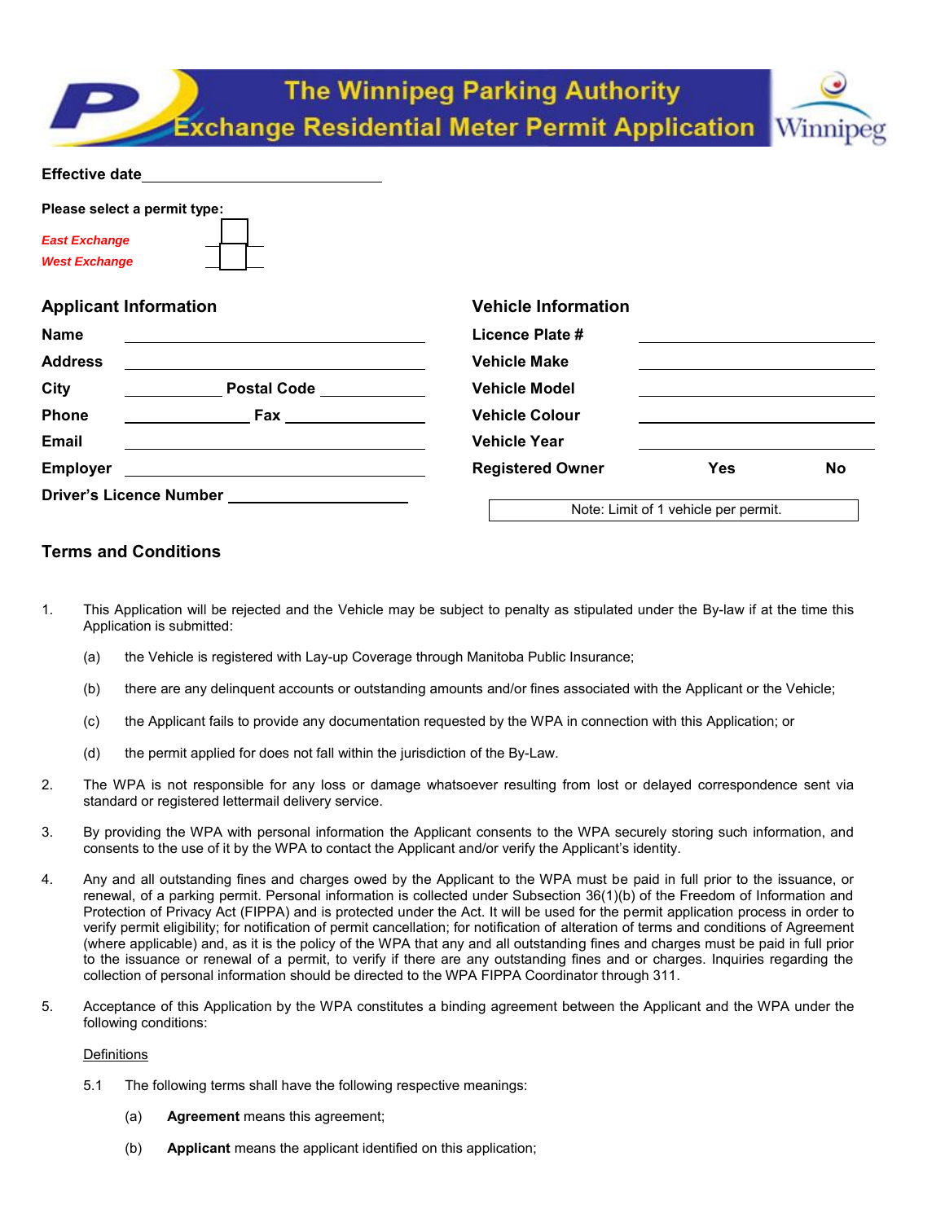# The Winnipeg Parking Authority
# Exchange Residential Meter Permit Application

**Effective date** ______________________________

**Please select a permit type:**

*East Exchange* ☐
*West Exchange* ☐

## Applicant Information

**Name** ______________________________

**Address** ______________________________

**City** ______________ **Postal Code** ______________

**Phone** ______________ **Fax** ______________

**Email** ______________________________

**Employer** ______________________________

**Driver's Licence Number** ______________________

## Vehicle Information

**Licence Plate #** ______________________________

**Vehicle Make** ______________________________

**Vehicle Model** ______________________________

**Vehicle Colour** ______________________________

**Vehicle Year** ______________________________

**Registered Owner** **Yes** **No**

Note: Limit of 1 vehicle per permit.

## Terms and Conditions

1. This Application will be rejected and the Vehicle may be subject to penalty as stipulated under the By-law if at the time this Application is submitted:

   (a) the Vehicle is registered with Lay-up Coverage through Manitoba Public Insurance;

   (b) there are any delinquent accounts or outstanding amounts and/or fines associated with the Applicant or the Vehicle;

   (c) the Applicant fails to provide any documentation requested by the WPA in connection with this Application; or

   (d) the permit applied for does not fall within the jurisdiction of the By-Law.

2. The WPA is not responsible for any loss or damage whatsoever resulting from lost or delayed correspondence sent via standard or registered lettermail delivery service.

3. By providing the WPA with personal information the Applicant consents to the WPA securely storing such information, and consents to the use of it by the WPA to contact the Applicant and/or verify the Applicant's identity.

4. Any and all outstanding fines and charges owed by the Applicant to the WPA must be paid in full prior to the issuance, or renewal, of a parking permit. Personal information is collected under Subsection 36(1)(b) of the Freedom of Information and Protection of Privacy Act (FIPPA) and is protected under the Act. It will be used for the permit application process in order to verify permit eligibility; for notification of permit cancellation; for notification of alteration of terms and conditions of Agreement (where applicable) and, as it is the policy of the WPA that any and all outstanding fines and charges must be paid in full prior to the issuance or renewal of a permit, to verify if there are any outstanding fines and or charges. Inquiries regarding the collection of personal information should be directed to the WPA FIPPA Coordinator through 311.

5. Acceptance of this Application by the WPA constitutes a binding agreement between the Applicant and the WPA under the following conditions:

   Definitions

   5.1 The following terms shall have the following respective meanings:

   (a) **Agreement** means this agreement;

   (b) **Applicant** means the applicant identified on this application;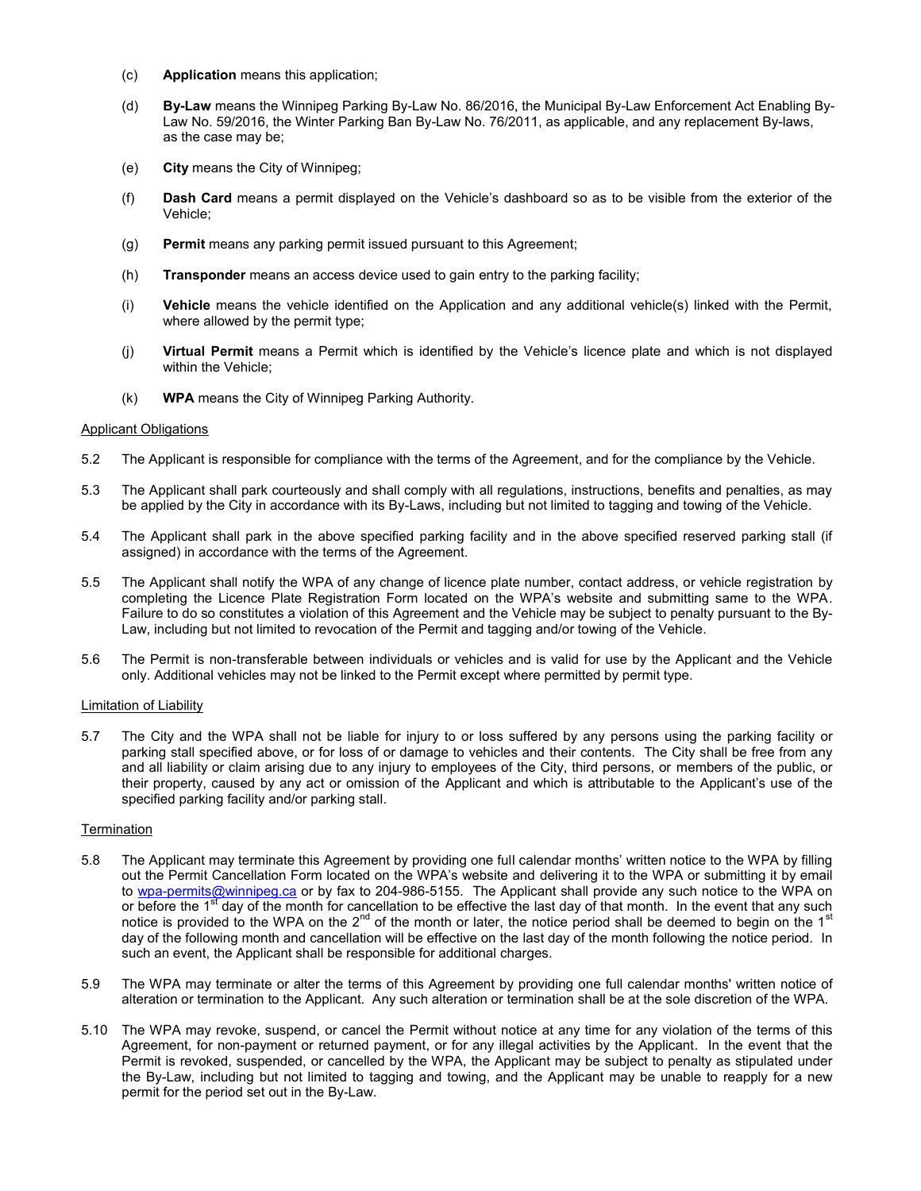(c) **Application** means this application;

(d) **By-Law** means the Winnipeg Parking By-Law No. 86/2016, the Municipal By-Law Enforcement Act Enabling By-Law No. 59/2016, the Winter Parking Ban By-Law No. 76/2011, as applicable, and any replacement By-laws, as the case may be;

(e) **City** means the City of Winnipeg;

(f) **Dash Card** means a permit displayed on the Vehicle's dashboard so as to be visible from the exterior of the Vehicle;

(g) **Permit** means any parking permit issued pursuant to this Agreement;

(h) **Transponder** means an access device used to gain entry to the parking facility;

(i) **Vehicle** means the vehicle identified on the Application and any additional vehicle(s) linked with the Permit, where allowed by the permit type;

(j) **Virtual Permit** means a Permit which is identified by the Vehicle's licence plate and which is not displayed within the Vehicle;

(k) **WPA** means the City of Winnipeg Parking Authority.

Applicant Obligations

5.2 The Applicant is responsible for compliance with the terms of the Agreement, and for the compliance by the Vehicle.

5.3 The Applicant shall park courteously and shall comply with all regulations, instructions, benefits and penalties, as may be applied by the City in accordance with its By-Laws, including but not limited to tagging and towing of the Vehicle.

5.4 The Applicant shall park in the above specified parking facility and in the above specified reserved parking stall (if assigned) in accordance with the terms of the Agreement.

5.5 The Applicant shall notify the WPA of any change of licence plate number, contact address, or vehicle registration by completing the Licence Plate Registration Form located on the WPA's website and submitting same to the WPA. Failure to do so constitutes a violation of this Agreement and the Vehicle may be subject to penalty pursuant to the By-Law, including but not limited to revocation of the Permit and tagging and/or towing of the Vehicle.

5.6 The Permit is non-transferable between individuals or vehicles and is valid for use by the Applicant and the Vehicle only. Additional vehicles may not be linked to the Permit except where permitted by permit type.

Limitation of Liability

5.7 The City and the WPA shall not be liable for injury to or loss suffered by any persons using the parking facility or parking stall specified above, or for loss of or damage to vehicles and their contents. The City shall be free from any and all liability or claim arising due to any injury to employees of the City, third persons, or members of the public, or their property, caused by any act or omission of the Applicant and which is attributable to the Applicant's use of the specified parking facility and/or parking stall.

Termination

5.8 The Applicant may terminate this Agreement by providing one full calendar months' written notice to the WPA by filling out the Permit Cancellation Form located on the WPA's website and delivering it to the WPA or submitting it by email to wpa-permits@winnipeg.ca or by fax to 204-986-5155. The Applicant shall provide any such notice to the WPA on or before the 1st day of the month for cancellation to be effective the last day of that month. In the event that any such notice is provided to the WPA on the 2nd of the month or later, the notice period shall be deemed to begin on the 1st day of the following month and cancellation will be effective on the last day of the month following the notice period. In such an event, the Applicant shall be responsible for additional charges.

5.9 The WPA may terminate or alter the terms of this Agreement by providing one full calendar months' written notice of alteration or termination to the Applicant. Any such alteration or termination shall be at the sole discretion of the WPA.

5.10 The WPA may revoke, suspend, or cancel the Permit without notice at any time for any violation of the terms of this Agreement, for non-payment or returned payment, or for any illegal activities by the Applicant. In the event that the Permit is revoked, suspended, or cancelled by the WPA, the Applicant may be subject to penalty as stipulated under the By-Law, including but not limited to tagging and towing, and the Applicant may be unable to reapply for a new permit for the period set out in the By-Law.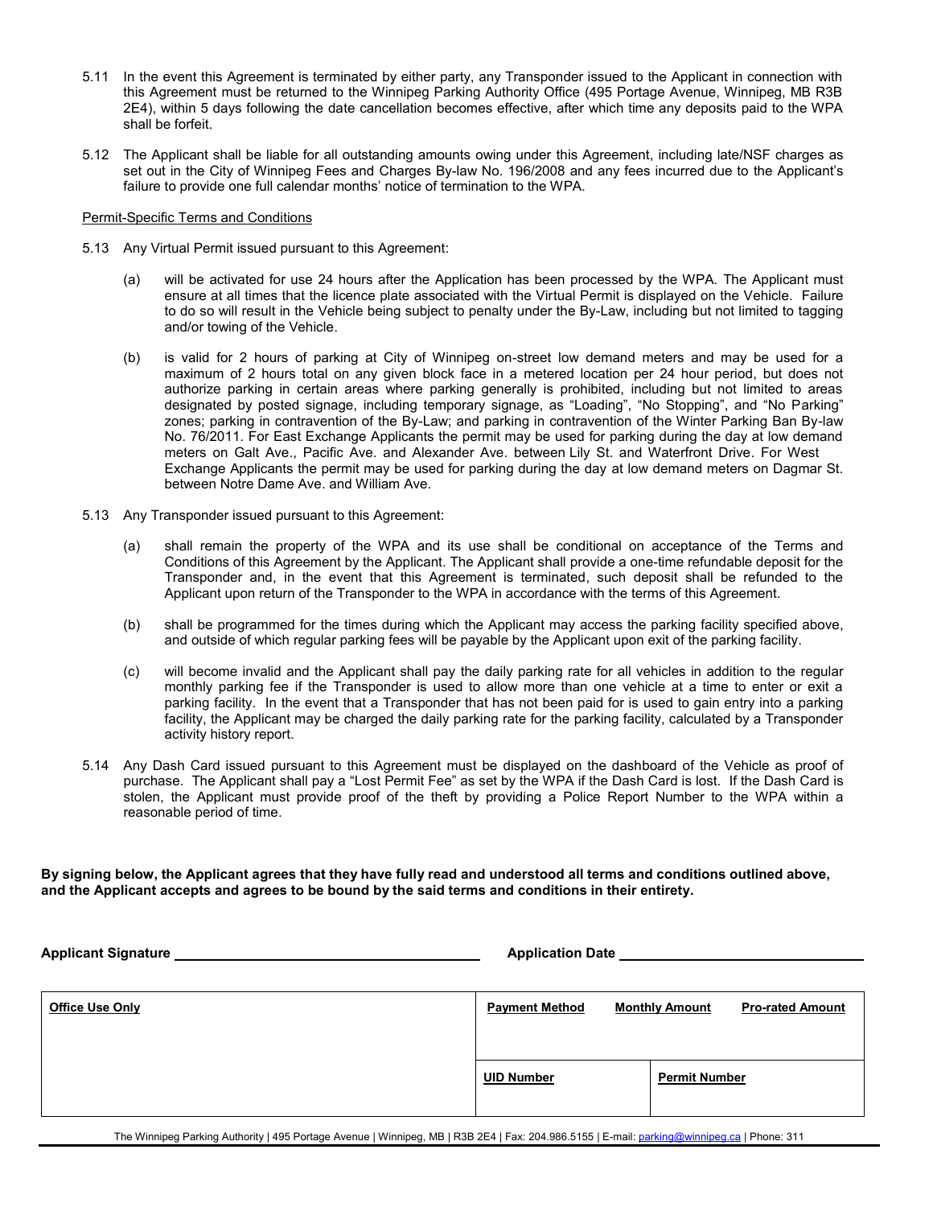5.11 In the event this Agreement is terminated by either party, any Transponder issued to the Applicant in connection with this Agreement must be returned to the Winnipeg Parking Authority Office (495 Portage Avenue, Winnipeg, MB R3B 2E4), within 5 days following the date cancellation becomes effective, after which time any deposits paid to the WPA shall be forfeit.

5.12 The Applicant shall be liable for all outstanding amounts owing under this Agreement, including late/NSF charges as set out in the City of Winnipeg Fees and Charges By-law No. 196/2008 and any fees incurred due to the Applicant's failure to provide one full calendar months' notice of termination to the WPA.

Permit-Specific Terms and Conditions

5.13 Any Virtual Permit issued pursuant to this Agreement:

(a) will be activated for use 24 hours after the Application has been processed by the WPA. The Applicant must ensure at all times that the licence plate associated with the Virtual Permit is displayed on the Vehicle. Failure to do so will result in the Vehicle being subject to penalty under the By-Law, including but not limited to tagging and/or towing of the Vehicle.

(b) is valid for 2 hours of parking at City of Winnipeg on-street low demand meters and may be used for a maximum of 2 hours total on any given block face in a metered location per 24 hour period, but does not authorize parking in certain areas where parking generally is prohibited, including but not limited to areas designated by posted signage, including temporary signage, as "Loading", "No Stopping", and "No Parking" zones; parking in contravention of the By-Law; and parking in contravention of the Winter Parking Ban By-law No. 76/2011. For East Exchange Applicants the permit may be used for parking during the day at low demand meters on Galt Ave., Pacific Ave. and Alexander Ave. between Lily St. and Waterfront Drive. For West Exchange Applicants the permit may be used for parking during the day at low demand meters on Dagmar St. between Notre Dame Ave. and William Ave.

5.13 Any Transponder issued pursuant to this Agreement:

(a) shall remain the property of the WPA and its use shall be conditional on acceptance of the Terms and Conditions of this Agreement by the Applicant. The Applicant shall provide a one-time refundable deposit for the Transponder and, in the event that this Agreement is terminated, such deposit shall be refunded to the Applicant upon return of the Transponder to the WPA in accordance with the terms of this Agreement.

(b) shall be programmed for the times during which the Applicant may access the parking facility specified above, and outside of which regular parking fees will be payable by the Applicant upon exit of the parking facility.

(c) will become invalid and the Applicant shall pay the daily parking rate for all vehicles in addition to the regular monthly parking fee if the Transponder is used to allow more than one vehicle at a time to enter or exit a parking facility. In the event that a Transponder that has not been paid for is used to gain entry into a parking facility, the Applicant may be charged the daily parking rate for the parking facility, calculated by a Transponder activity history report.

5.14 Any Dash Card issued pursuant to this Agreement must be displayed on the dashboard of the Vehicle as proof of purchase. The Applicant shall pay a "Lost Permit Fee" as set by the WPA if the Dash Card is lost. If the Dash Card is stolen, the Applicant must provide proof of the theft by providing a Police Report Number to the WPA within a reasonable period of time.

**By signing below, the Applicant agrees that they have fully read and understood all terms and conditions outlined above, and the Applicant accepts and agrees to be bound by the said terms and conditions in their entirety.**

**Applicant Signature** ______________________ **Application Date** ______________________

| **Office Use Only** | **Payment Method** | **Monthly Amount** | **Pro-rated Amount** |
|---|---|---|---|
| | | | |
| | **UID Number** | **Permit Number** | |
| | | | |

The Winnipeg Parking Authority | 495 Portage Avenue | Winnipeg, MB | R3B 2E4 | Fax: 204.986.5155 | E-mail: parking@winnipeg.ca | Phone: 311